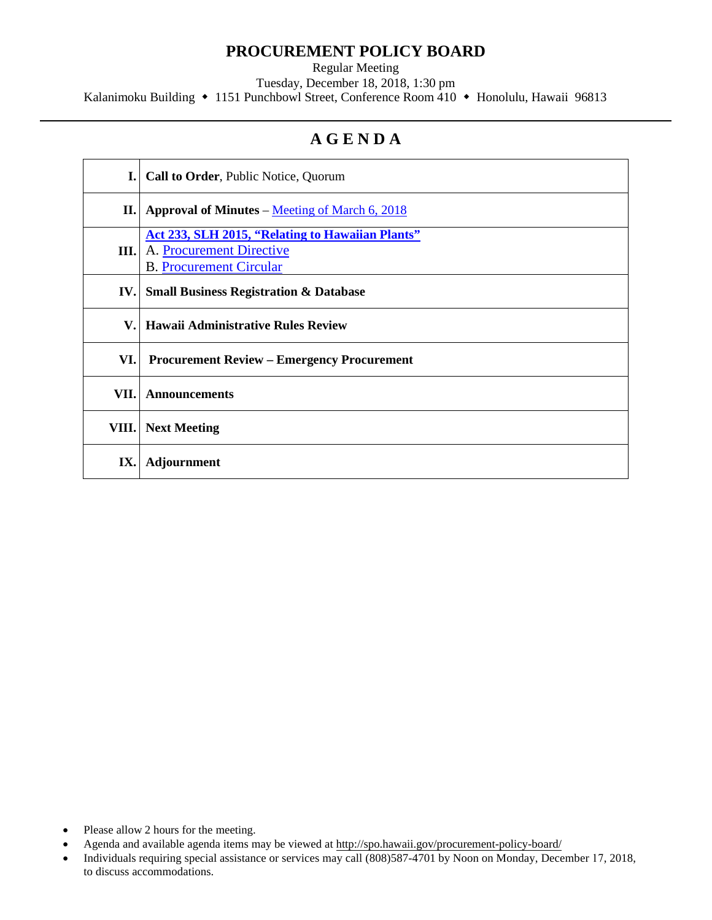# PROCUREMENT POLICY BOARD

Regular Meeting

Tuesday, December 18, 2018, 1:30 pm

Kalanimoku Building ◆ 1151 Punchbowl Street, Conference Room 410 ◆ Honolulu, Hawaii 96813

## AGENDA

| | |
|---|---|
| **I.** | **Call to Order**, Public Notice, Quorum |
| **II.** | **Approval of Minutes** – Meeting of March 6, 2018 |
| **III.** | **Act 233, SLH 2015, "Relating to Hawaiian Plants"**<br>A. Procurement Directive<br>B. Procurement Circular |
| **IV.** | **Small Business Registration & Database** |
| **V.** | **Hawaii Administrative Rules Review** |
| **VI.** | **Procurement Review – Emergency Procurement** |
| **VII.** | **Announcements** |
| **VIII.** | **Next Meeting** |
| **IX.** | **Adjournment** |

- Please allow 2 hours for the meeting.
- Agenda and available agenda items may be viewed at http://spo.hawaii.gov/procurement-policy-board/
- Individuals requiring special assistance or services may call (808)587-4701 by Noon on Monday, December 17, 2018, to discuss accommodations.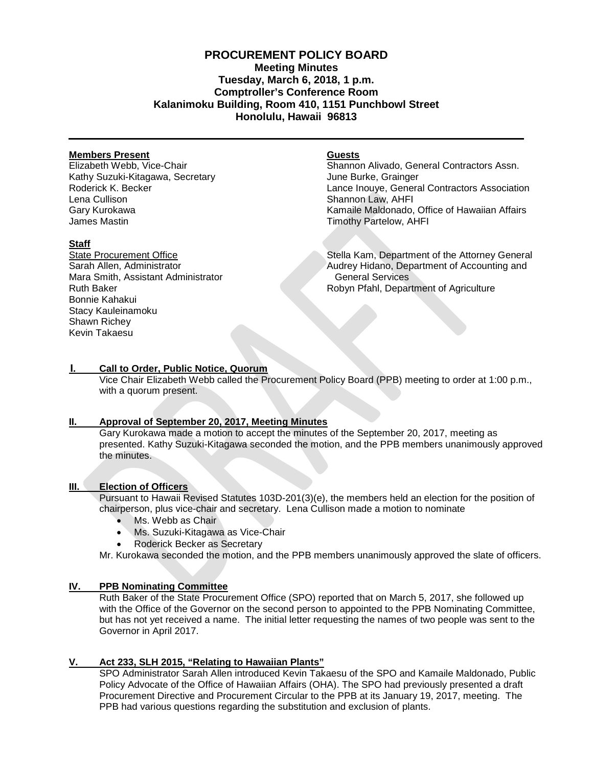# PROCUREMENT POLICY BOARD
**Meeting Minutes**
**Tuesday, March 6, 2018, 1 p.m.**
**Comptroller's Conference Room**
**Kalanimoku Building, Room 410, 1151 Punchbowl Street**
**Honolulu, Hawaii 96813**

---

**Members Present**

Elizabeth Webb, Vice-Chair
Kathy Suzuki-Kitagawa, Secretary
Roderick K. Becker
Lena Cullison
Gary Kurokawa
James Mastin

**Guests**

Shannon Alivado, General Contractors Assn.
June Burke, Grainger
Lance Inouye, General Contractors Association
Shannon Law, AHFI
Kamaile Maldonado, Office of Hawaiian Affairs
Timothy Partelow, AHFI

Stella Kam, Department of the Attorney General
Audrey Hidano, Department of Accounting and General Services
Robyn Pfahl, Department of Agriculture

**Staff**

State Procurement Office
Sarah Allen, Administrator
Mara Smith, Assistant Administrator
Ruth Baker
Bonnie Kahakui
Stacy Kauleinamoku
Shawn Richey
Kevin Takaesu

## I. Call to Order, Public Notice, Quorum

Vice Chair Elizabeth Webb called the Procurement Policy Board (PPB) meeting to order at 1:00 p.m., with a quorum present.

## II. Approval of September 20, 2017, Meeting Minutes

Gary Kurokawa made a motion to accept the minutes of the September 20, 2017, meeting as presented. Kathy Suzuki-Kitagawa seconded the motion, and the PPB members unanimously approved the minutes.

## III. Election of Officers

Pursuant to Hawaii Revised Statutes 103D-201(3)(e), the members held an election for the position of chairperson, plus vice-chair and secretary. Lena Cullison made a motion to nominate

- Ms. Webb as Chair
- Ms. Suzuki-Kitagawa as Vice-Chair
- Roderick Becker as Secretary

Mr. Kurokawa seconded the motion, and the PPB members unanimously approved the slate of officers.

## IV. PPB Nominating Committee

Ruth Baker of the State Procurement Office (SPO) reported that on March 5, 2017, she followed up with the Office of the Governor on the second person to appointed to the PPB Nominating Committee, but has not yet received a name. The initial letter requesting the names of two people was sent to the Governor in April 2017.

## V. Act 233, SLH 2015, "Relating to Hawaiian Plants"

SPO Administrator Sarah Allen introduced Kevin Takaesu of the SPO and Kamaile Maldonado, Public Policy Advocate of the Office of Hawaiian Affairs (OHA). The SPO had previously presented a draft Procurement Directive and Procurement Circular to the PPB at its January 19, 2017, meeting. The PPB had various questions regarding the substitution and exclusion of plants.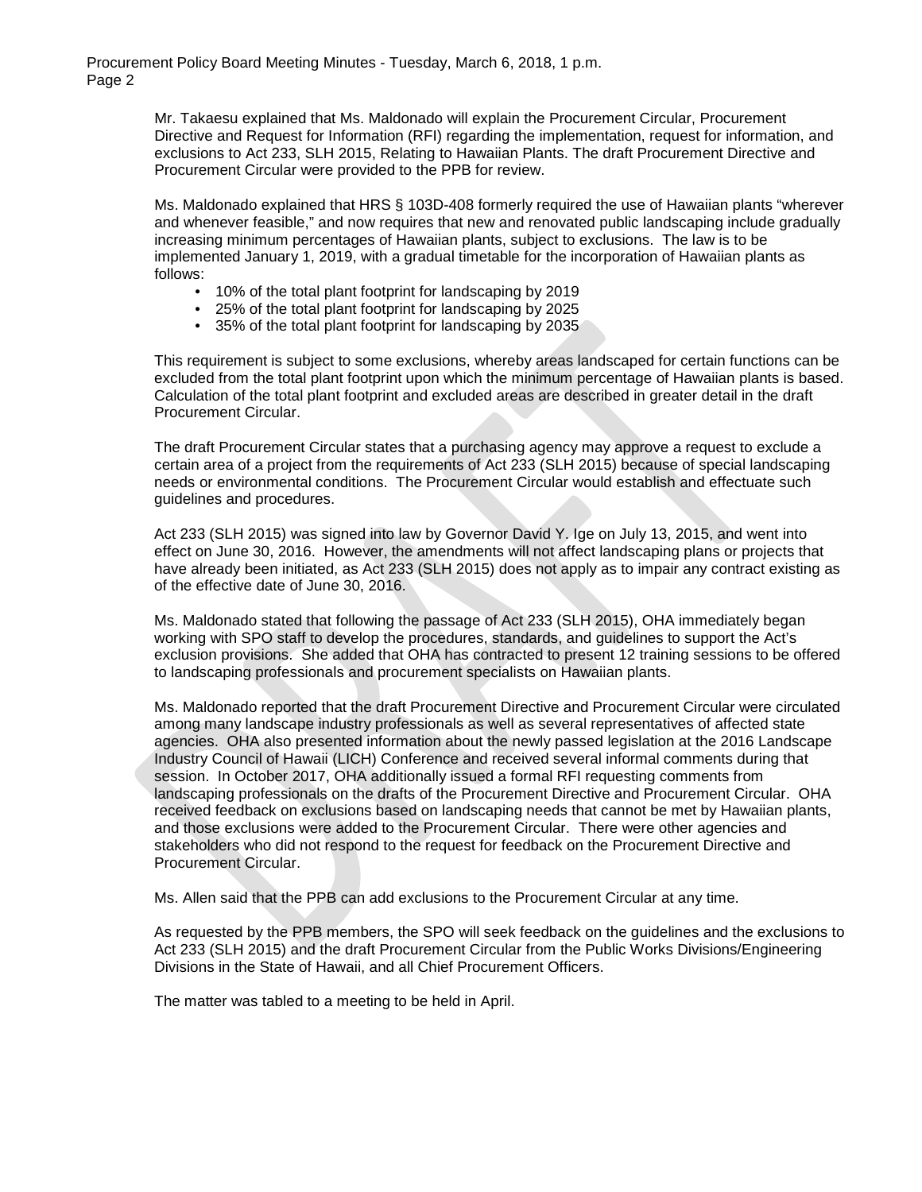Mr. Takaesu explained that Ms. Maldonado will explain the Procurement Circular, Procurement Directive and Request for Information (RFI) regarding the implementation, request for information, and exclusions to Act 233, SLH 2015, Relating to Hawaiian Plants. The draft Procurement Directive and Procurement Circular were provided to the PPB for review.

Ms. Maldonado explained that HRS § 103D-408 formerly required the use of Hawaiian plants "wherever and whenever feasible," and now requires that new and renovated public landscaping include gradually increasing minimum percentages of Hawaiian plants, subject to exclusions. The law is to be implemented January 1, 2019, with a gradual timetable for the incorporation of Hawaiian plants as follows:

- 10% of the total plant footprint for landscaping by 2019
- 25% of the total plant footprint for landscaping by 2025
- 35% of the total plant footprint for landscaping by 2035

This requirement is subject to some exclusions, whereby areas landscaped for certain functions can be excluded from the total plant footprint upon which the minimum percentage of Hawaiian plants is based. Calculation of the total plant footprint and excluded areas are described in greater detail in the draft Procurement Circular.

The draft Procurement Circular states that a purchasing agency may approve a request to exclude a certain area of a project from the requirements of Act 233 (SLH 2015) because of special landscaping needs or environmental conditions. The Procurement Circular would establish and effectuate such guidelines and procedures.

Act 233 (SLH 2015) was signed into law by Governor David Y. Ige on July 13, 2015, and went into effect on June 30, 2016. However, the amendments will not affect landscaping plans or projects that have already been initiated, as Act 233 (SLH 2015) does not apply as to impair any contract existing as of the effective date of June 30, 2016.

Ms. Maldonado stated that following the passage of Act 233 (SLH 2015), OHA immediately began working with SPO staff to develop the procedures, standards, and guidelines to support the Act's exclusion provisions. She added that OHA has contracted to present 12 training sessions to be offered to landscaping professionals and procurement specialists on Hawaiian plants.

Ms. Maldonado reported that the draft Procurement Directive and Procurement Circular were circulated among many landscape industry professionals as well as several representatives of affected state agencies. OHA also presented information about the newly passed legislation at the 2016 Landscape Industry Council of Hawaii (LICH) Conference and received several informal comments during that session. In October 2017, OHA additionally issued a formal RFI requesting comments from landscaping professionals on the drafts of the Procurement Directive and Procurement Circular. OHA received feedback on exclusions based on landscaping needs that cannot be met by Hawaiian plants, and those exclusions were added to the Procurement Circular. There were other agencies and stakeholders who did not respond to the request for feedback on the Procurement Directive and Procurement Circular.

Ms. Allen said that the PPB can add exclusions to the Procurement Circular at any time.

As requested by the PPB members, the SPO will seek feedback on the guidelines and the exclusions to Act 233 (SLH 2015) and the draft Procurement Circular from the Public Works Divisions/Engineering Divisions in the State of Hawaii, and all Chief Procurement Officers.

The matter was tabled to a meeting to be held in April.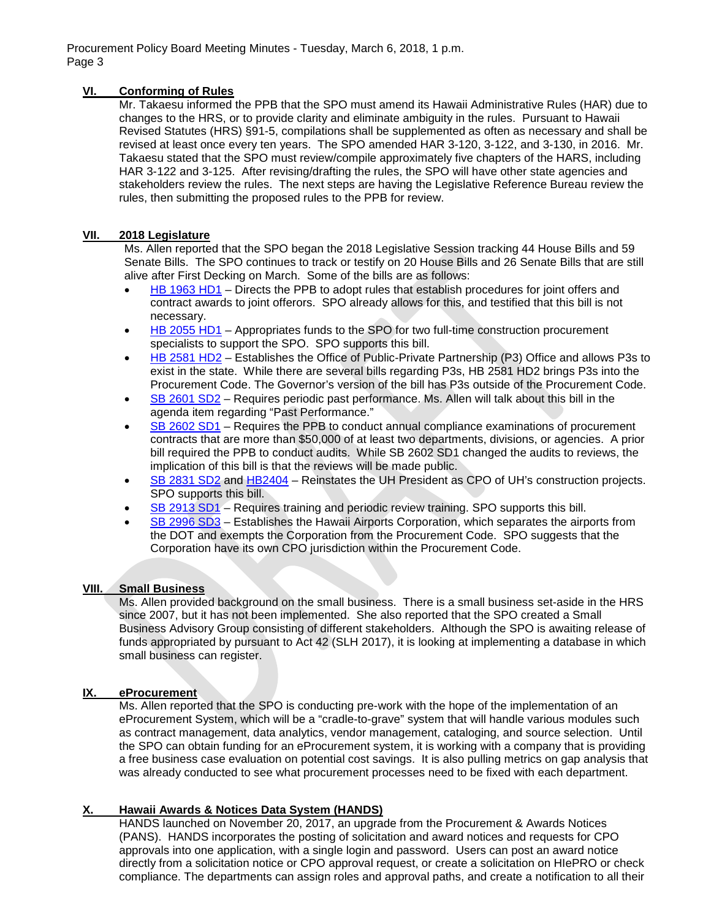## VI. Conforming of Rules

Mr. Takaesu informed the PPB that the SPO must amend its Hawaii Administrative Rules (HAR) due to changes to the HRS, or to provide clarity and eliminate ambiguity in the rules. Pursuant to Hawaii Revised Statutes (HRS) §91-5, compilations shall be supplemented as often as necessary and shall be revised at least once every ten years. The SPO amended HAR 3-120, 3-122, and 3-130, in 2016. Mr. Takaesu stated that the SPO must review/compile approximately five chapters of the HARS, including HAR 3-122 and 3-125. After revising/drafting the rules, the SPO will have other state agencies and stakeholders review the rules. The next steps are having the Legislative Reference Bureau review the rules, then submitting the proposed rules to the PPB for review.

## VII. 2018 Legislature

Ms. Allen reported that the SPO began the 2018 Legislative Session tracking 44 House Bills and 59 Senate Bills. The SPO continues to track or testify on 20 House Bills and 26 Senate Bills that are still alive after First Decking on March. Some of the bills are as follows:

- HB 1963 HD1 – Directs the PPB to adopt rules that establish procedures for joint offers and contract awards to joint offerors. SPO already allows for this, and testified that this bill is not necessary.
- HB 2055 HD1 – Appropriates funds to the SPO for two full-time construction procurement specialists to support the SPO. SPO supports this bill.
- HB 2581 HD2 – Establishes the Office of Public-Private Partnership (P3) Office and allows P3s to exist in the state. While there are several bills regarding P3s, HB 2581 HD2 brings P3s into the Procurement Code. The Governor's version of the bill has P3s outside of the Procurement Code.
- SB 2601 SD2 – Requires periodic past performance. Ms. Allen will talk about this bill in the agenda item regarding "Past Performance."
- SB 2602 SD1 – Requires the PPB to conduct annual compliance examinations of procurement contracts that are more than $50,000 of at least two departments, divisions, or agencies. A prior bill required the PPB to conduct audits. While SB 2602 SD1 changed the audits to reviews, the implication of this bill is that the reviews will be made public.
- SB 2831 SD2 and HB2404 – Reinstates the UH President as CPO of UH's construction projects. SPO supports this bill.
- SB 2913 SD1 – Requires training and periodic review training. SPO supports this bill.
- SB 2996 SD3 – Establishes the Hawaii Airports Corporation, which separates the airports from the DOT and exempts the Corporation from the Procurement Code. SPO suggests that the Corporation have its own CPO jurisdiction within the Procurement Code.

## VIII. Small Business

Ms. Allen provided background on the small business. There is a small business set-aside in the HRS since 2007, but it has not been implemented. She also reported that the SPO created a Small Business Advisory Group consisting of different stakeholders. Although the SPO is awaiting release of funds appropriated by pursuant to Act 42 (SLH 2017), it is looking at implementing a database in which small business can register.

## IX. eProcurement

Ms. Allen reported that the SPO is conducting pre-work with the hope of the implementation of an eProcurement System, which will be a "cradle-to-grave" system that will handle various modules such as contract management, data analytics, vendor management, cataloging, and source selection. Until the SPO can obtain funding for an eProcurement system, it is working with a company that is providing a free business case evaluation on potential cost savings. It is also pulling metrics on gap analysis that was already conducted to see what procurement processes need to be fixed with each department.

## X. Hawaii Awards & Notices Data System (HANDS)

HANDS launched on November 20, 2017, an upgrade from the Procurement & Awards Notices (PANS). HANDS incorporates the posting of solicitation and award notices and requests for CPO approvals into one application, with a single login and password. Users can post an award notice directly from a solicitation notice or CPO approval request, or create a solicitation on HIePRO or check compliance. The departments can assign roles and approval paths, and create a notification to all their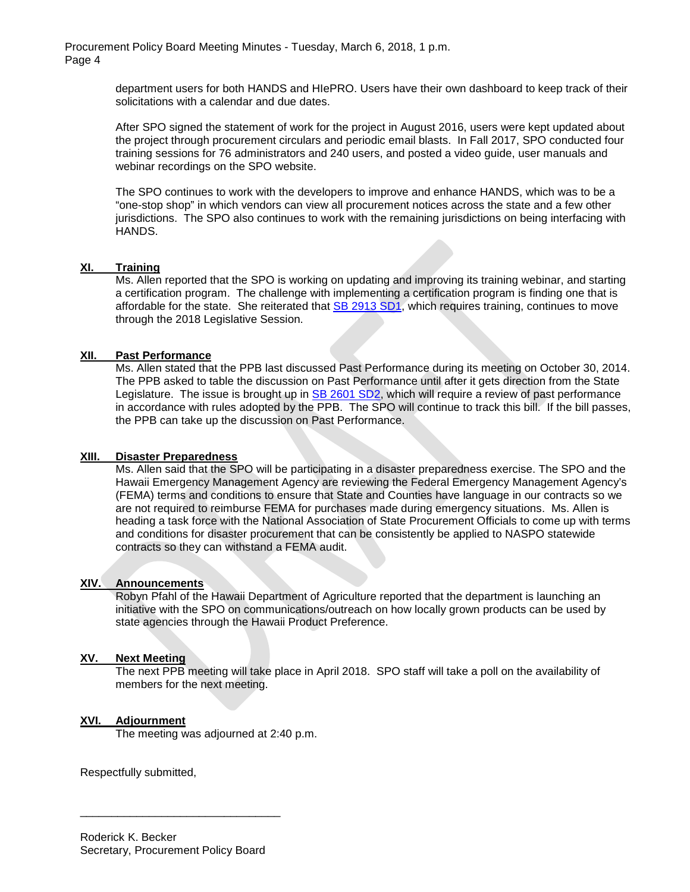department users for both HANDS and HIePRO. Users have their own dashboard to keep track of their solicitations with a calendar and due dates.

After SPO signed the statement of work for the project in August 2016, users were kept updated about the project through procurement circulars and periodic email blasts. In Fall 2017, SPO conducted four training sessions for 76 administrators and 240 users, and posted a video guide, user manuals and webinar recordings on the SPO website.

The SPO continues to work with the developers to improve and enhance HANDS, which was to be a "one-stop shop" in which vendors can view all procurement notices across the state and a few other jurisdictions. The SPO also continues to work with the remaining jurisdictions on being interfacing with HANDS.

## XI. Training

Ms. Allen reported that the SPO is working on updating and improving its training webinar, and starting a certification program. The challenge with implementing a certification program is finding one that is affordable for the state. She reiterated that SB 2913 SD1, which requires training, continues to move through the 2018 Legislative Session.

## XII. Past Performance

Ms. Allen stated that the PPB last discussed Past Performance during its meeting on October 30, 2014. The PPB asked to table the discussion on Past Performance until after it gets direction from the State Legislature. The issue is brought up in SB 2601 SD2, which will require a review of past performance in accordance with rules adopted by the PPB. The SPO will continue to track this bill. If the bill passes, the PPB can take up the discussion on Past Performance.

## XIII. Disaster Preparedness

Ms. Allen said that the SPO will be participating in a disaster preparedness exercise. The SPO and the Hawaii Emergency Management Agency are reviewing the Federal Emergency Management Agency's (FEMA) terms and conditions to ensure that State and Counties have language in our contracts so we are not required to reimburse FEMA for purchases made during emergency situations. Ms. Allen is heading a task force with the National Association of State Procurement Officials to come up with terms and conditions for disaster procurement that can be consistently be applied to NASPO statewide contracts so they can withstand a FEMA audit.

## XIV. Announcements

Robyn Pfahl of the Hawaii Department of Agriculture reported that the department is launching an initiative with the SPO on communications/outreach on how locally grown products can be used by state agencies through the Hawaii Product Preference.

## XV. Next Meeting

The next PPB meeting will take place in April 2018. SPO staff will take a poll on the availability of members for the next meeting.

## XVI. Adjournment

The meeting was adjourned at 2:40 p.m.

Respectfully submitted,

\_\_\_\_\_\_\_\_\_\_\_\_\_\_\_\_\_\_\_\_\_\_\_\_\_\_\_\_\_\_\_\_

Roderick K. Becker
Secretary, Procurement Policy Board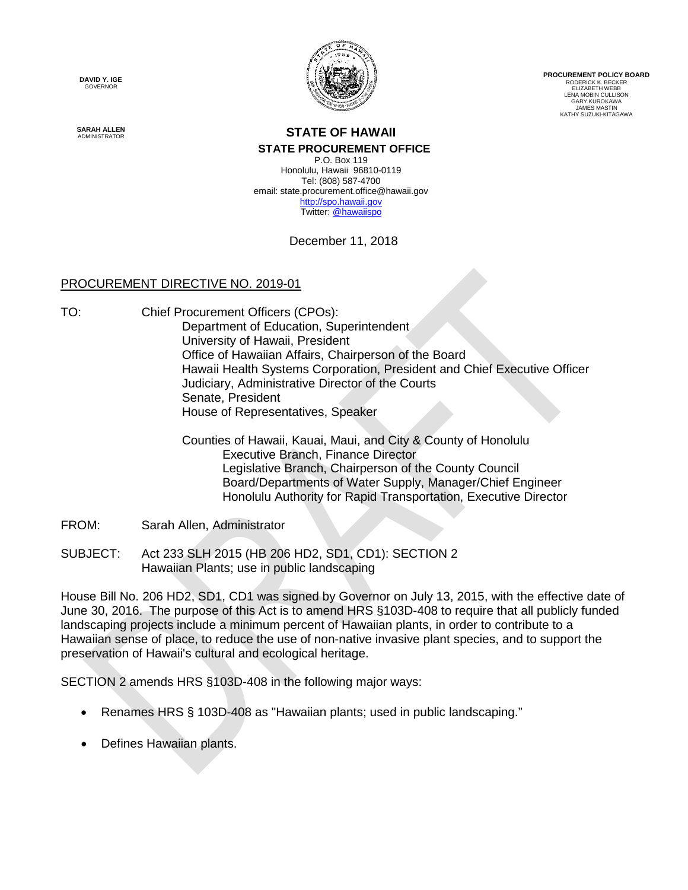**DAVID Y. IGE**
GOVERNOR

**SARAH ALLEN**
ADMINISTRATOR

**PROCUREMENT POLICY BOARD**
RODERICK K. BECKER
ELIZABETH WEBB
LENA MOBIN CULLISON
GARY KUROKAWA
JAMES MASTIN
KATHY SUZUKI-KITAGAWA

**STATE OF HAWAII**
**STATE PROCUREMENT OFFICE**
P.O. Box 119
Honolulu, Hawaii 96810-0119
Tel: (808) 587-4700
email: state.procurement.office@hawaii.gov
http://spo.hawaii.gov
Twitter: @hawaiispo

December 11, 2018

PROCUREMENT DIRECTIVE NO. 2019-01

TO: Chief Procurement Officers (CPOs):
Department of Education, Superintendent
University of Hawaii, President
Office of Hawaiian Affairs, Chairperson of the Board
Hawaii Health Systems Corporation, President and Chief Executive Officer
Judiciary, Administrative Director of the Courts
Senate, President
House of Representatives, Speaker

Counties of Hawaii, Kauai, Maui, and City & County of Honolulu
Executive Branch, Finance Director
Legislative Branch, Chairperson of the County Council
Board/Departments of Water Supply, Manager/Chief Engineer
Honolulu Authority for Rapid Transportation, Executive Director

FROM: Sarah Allen, Administrator

SUBJECT: Act 233 SLH 2015 (HB 206 HD2, SD1, CD1): SECTION 2
Hawaiian Plants; use in public landscaping

House Bill No. 206 HD2, SD1, CD1 was signed by Governor on July 13, 2015, with the effective date of June 30, 2016. The purpose of this Act is to amend HRS §103D-408 to require that all publicly funded landscaping projects include a minimum percent of Hawaiian plants, in order to contribute to a Hawaiian sense of place, to reduce the use of non-native invasive plant species, and to support the preservation of Hawaii's cultural and ecological heritage.

SECTION 2 amends HRS §103D-408 in the following major ways:

- Renames HRS § 103D-408 as "Hawaiian plants; used in public landscaping."
- Defines Hawaiian plants.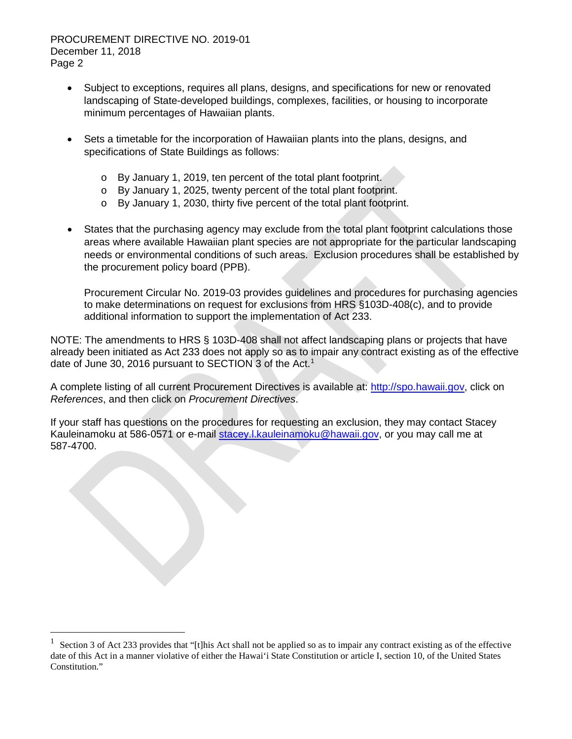- Subject to exceptions, requires all plans, designs, and specifications for new or renovated landscaping of State-developed buildings, complexes, facilities, or housing to incorporate minimum percentages of Hawaiian plants.

- Sets a timetable for the incorporation of Hawaiian plants into the plans, designs, and specifications of State Buildings as follows:

  - By January 1, 2019, ten percent of the total plant footprint.
  - By January 1, 2025, twenty percent of the total plant footprint.
  - By January 1, 2030, thirty five percent of the total plant footprint.

- States that the purchasing agency may exclude from the total plant footprint calculations those areas where available Hawaiian plant species are not appropriate for the particular landscaping needs or environmental conditions of such areas. Exclusion procedures shall be established by the procurement policy board (PPB).

  Procurement Circular No. 2019-03 provides guidelines and procedures for purchasing agencies to make determinations on request for exclusions from HRS §103D-408(c), and to provide additional information to support the implementation of Act 233.

NOTE: The amendments to HRS § 103D-408 shall not affect landscaping plans or projects that have already been initiated as Act 233 does not apply so as to impair any contract existing as of the effective date of June 30, 2016 pursuant to SECTION 3 of the Act.[1]

A complete listing of all current Procurement Directives is available at: http://spo.hawaii.gov, click on *References*, and then click on *Procurement Directives*.

If your staff has questions on the procedures for requesting an exclusion, they may contact Stacey Kauleinamoku at 586-0571 or e-mail stacey.l.kauleinamoku@hawaii.gov, or you may call me at 587-4700.

---

[1] Section 3 of Act 233 provides that "[t]his Act shall not be applied so as to impair any contract existing as of the effective date of this Act in a manner violative of either the Hawai'i State Constitution or article I, section 10, of the United States Constitution."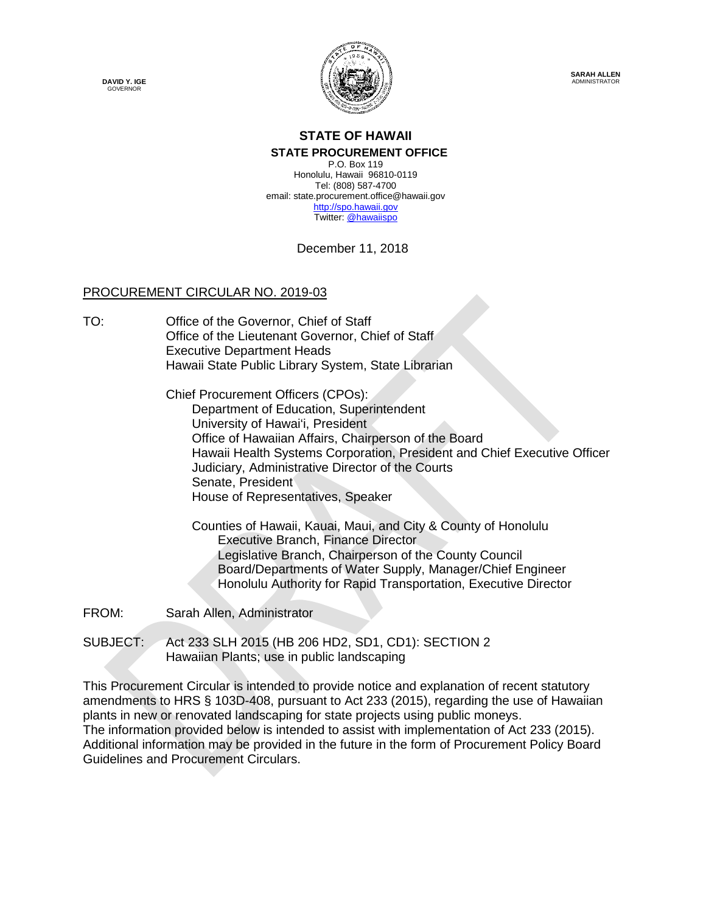**DAVID Y. IGE**
GOVERNOR

**SARAH ALLEN**
ADMINISTRATOR

# STATE OF HAWAII

## STATE PROCUREMENT OFFICE

P.O. Box 119
Honolulu, Hawaii 96810-0119
Tel: (808) 587-4700
email: state.procurement.office@hawaii.gov
http://spo.hawaii.gov
Twitter: @hawaiispo

December 11, 2018

PROCUREMENT CIRCULAR NO. 2019-03

TO: Office of the Governor, Chief of Staff
Office of the Lieutenant Governor, Chief of Staff
Executive Department Heads
Hawaii State Public Library System, State Librarian

Chief Procurement Officers (CPOs):
Department of Education, Superintendent
University of Hawaiʻi, President
Office of Hawaiian Affairs, Chairperson of the Board
Hawaii Health Systems Corporation, President and Chief Executive Officer
Judiciary, Administrative Director of the Courts
Senate, President
House of Representatives, Speaker

Counties of Hawaii, Kauai, Maui, and City & County of Honolulu
Executive Branch, Finance Director
Legislative Branch, Chairperson of the County Council
Board/Departments of Water Supply, Manager/Chief Engineer
Honolulu Authority for Rapid Transportation, Executive Director

FROM: Sarah Allen, Administrator

SUBJECT: Act 233 SLH 2015 (HB 206 HD2, SD1, CD1): SECTION 2
Hawaiian Plants; use in public landscaping

This Procurement Circular is intended to provide notice and explanation of recent statutory amendments to HRS § 103D-408, pursuant to Act 233 (2015), regarding the use of Hawaiian plants in new or renovated landscaping for state projects using public moneys.
The information provided below is intended to assist with implementation of Act 233 (2015). Additional information may be provided in the future in the form of Procurement Policy Board Guidelines and Procurement Circulars.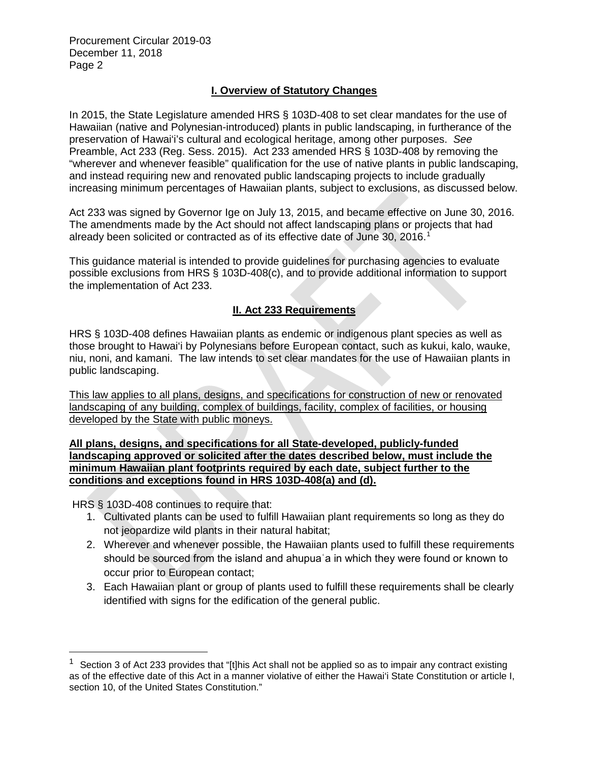## I. Overview of Statutory Changes

In 2015, the State Legislature amended HRS § 103D-408 to set clear mandates for the use of Hawaiian (native and Polynesian-introduced) plants in public landscaping, in furtherance of the preservation of Hawaiʻi's cultural and ecological heritage, among other purposes. *See* Preamble, Act 233 (Reg. Sess. 2015). Act 233 amended HRS § 103D-408 by removing the "wherever and whenever feasible" qualification for the use of native plants in public landscaping, and instead requiring new and renovated public landscaping projects to include gradually increasing minimum percentages of Hawaiian plants, subject to exclusions, as discussed below.

Act 233 was signed by Governor Ige on July 13, 2015, and became effective on June 30, 2016. The amendments made by the Act should not affect landscaping plans or projects that had already been solicited or contracted as of its effective date of June 30, 2016.[1]

This guidance material is intended to provide guidelines for purchasing agencies to evaluate possible exclusions from HRS § 103D-408(c), and to provide additional information to support the implementation of Act 233.

## II. Act 233 Requirements

HRS § 103D-408 defines Hawaiian plants as endemic or indigenous plant species as well as those brought to Hawaiʻi by Polynesians before European contact, such as kukui, kalo, wauke, niu, noni, and kamani. The law intends to set clear mandates for the use of Hawaiian plants in public landscaping.

<u>This law applies to all plans, designs, and specifications for construction of new or renovated landscaping of any building, complex of buildings, facility, complex of facilities, or housing developed by the State with public moneys.</u>

**<u>All plans, designs, and specifications for all State-developed, publicly-funded landscaping approved or solicited after the dates described below, must include the minimum Hawaiian plant footprints required by each date, subject further to the conditions and exceptions found in HRS 103D-408(a) and (d).</u>**

HRS § 103D-408 continues to require that:

1. Cultivated plants can be used to fulfill Hawaiian plant requirements so long as they do not jeopardize wild plants in their natural habitat;
2. Wherever and whenever possible, the Hawaiian plants used to fulfill these requirements should be sourced from the island and ahupuaʻa in which they were found or known to occur prior to European contact;
3. Each Hawaiian plant or group of plants used to fulfill these requirements shall be clearly identified with signs for the edification of the general public.

[1] Section 3 of Act 233 provides that "[t]his Act shall not be applied so as to impair any contract existing as of the effective date of this Act in a manner violative of either the Hawaiʻi State Constitution or article I, section 10, of the United States Constitution."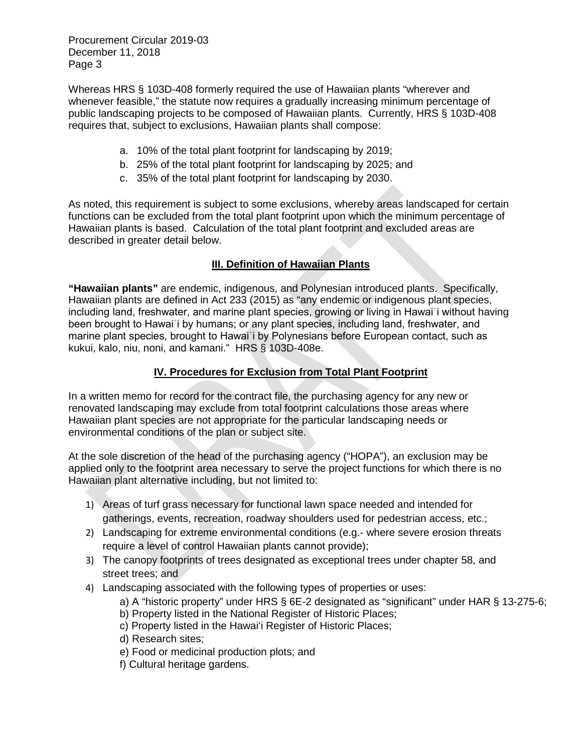Whereas HRS § 103D-408 formerly required the use of Hawaiian plants "wherever and whenever feasible," the statute now requires a gradually increasing minimum percentage of public landscaping projects to be composed of Hawaiian plants. Currently, HRS § 103D-408 requires that, subject to exclusions, Hawaiian plants shall compose:

a. 10% of the total plant footprint for landscaping by 2019;
b. 25% of the total plant footprint for landscaping by 2025; and
c. 35% of the total plant footprint for landscaping by 2030.

As noted, this requirement is subject to some exclusions, whereby areas landscaped for certain functions can be excluded from the total plant footprint upon which the minimum percentage of Hawaiian plants is based. Calculation of the total plant footprint and excluded areas are described in greater detail below.

## III. Definition of Hawaiian Plants

**"Hawaiian plants"** are endemic, indigenous, and Polynesian introduced plants. Specifically, Hawaiian plants are defined in Act 233 (2015) as "any endemic or indigenous plant species, including land, freshwater, and marine plant species, growing or living in Hawaiʻi without having been brought to Hawaiʻi by humans; or any plant species, including land, freshwater, and marine plant species, brought to Hawaiʻi by Polynesians before European contact, such as kukui, kalo, niu, noni, and kamani." HRS § 103D-408e.

## IV. Procedures for Exclusion from Total Plant Footprint

In a written memo for record for the contract file, the purchasing agency for any new or renovated landscaping may exclude from total footprint calculations those areas where Hawaiian plant species are not appropriate for the particular landscaping needs or environmental conditions of the plan or subject site.

At the sole discretion of the head of the purchasing agency ("HOPA"), an exclusion may be applied only to the footprint area necessary to serve the project functions for which there is no Hawaiian plant alternative including, but not limited to:

1) Areas of turf grass necessary for functional lawn space needed and intended for gatherings, events, recreation, roadway shoulders used for pedestrian access, etc.;
2) Landscaping for extreme environmental conditions (e.g.- where severe erosion threats require a level of control Hawaiian plants cannot provide);
3) The canopy footprints of trees designated as exceptional trees under chapter 58, and street trees; and
4) Landscaping associated with the following types of properties or uses:
   a) A "historic property" under HRS § 6E-2 designated as "significant" under HAR § 13-275-6;
   b) Property listed in the National Register of Historic Places;
   c) Property listed in the Hawaiʻi Register of Historic Places;
   d) Research sites;
   e) Food or medicinal production plots; and
   f) Cultural heritage gardens.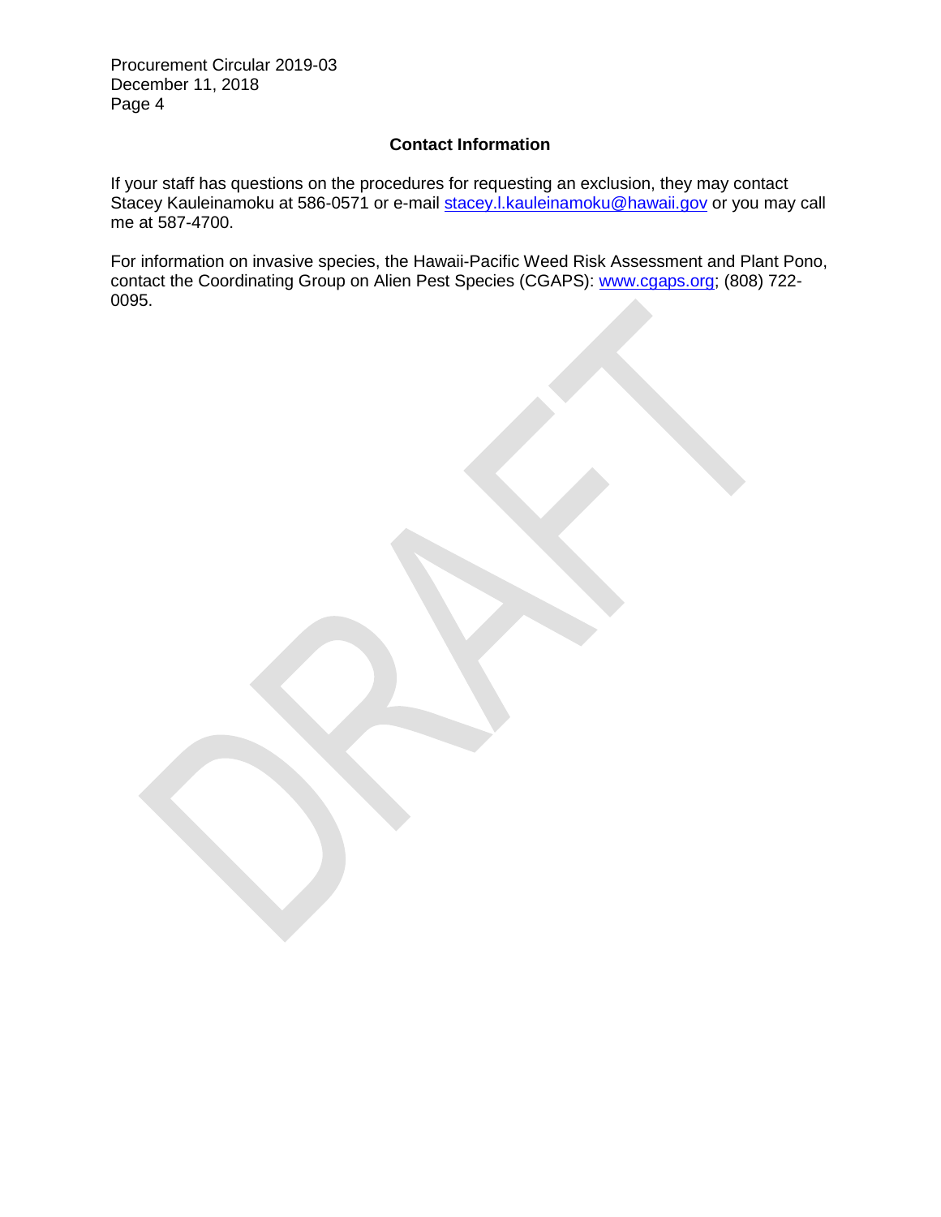### Contact Information

If your staff has questions on the procedures for requesting an exclusion, they may contact Stacey Kauleinamoku at 586-0571 or e-mail stacey.l.kauleinamoku@hawaii.gov or you may call me at 587-4700.

For information on invasive species, the Hawaii-Pacific Weed Risk Assessment and Plant Pono, contact the Coordinating Group on Alien Pest Species (CGAPS): www.cgaps.org; (808) 722-0095.